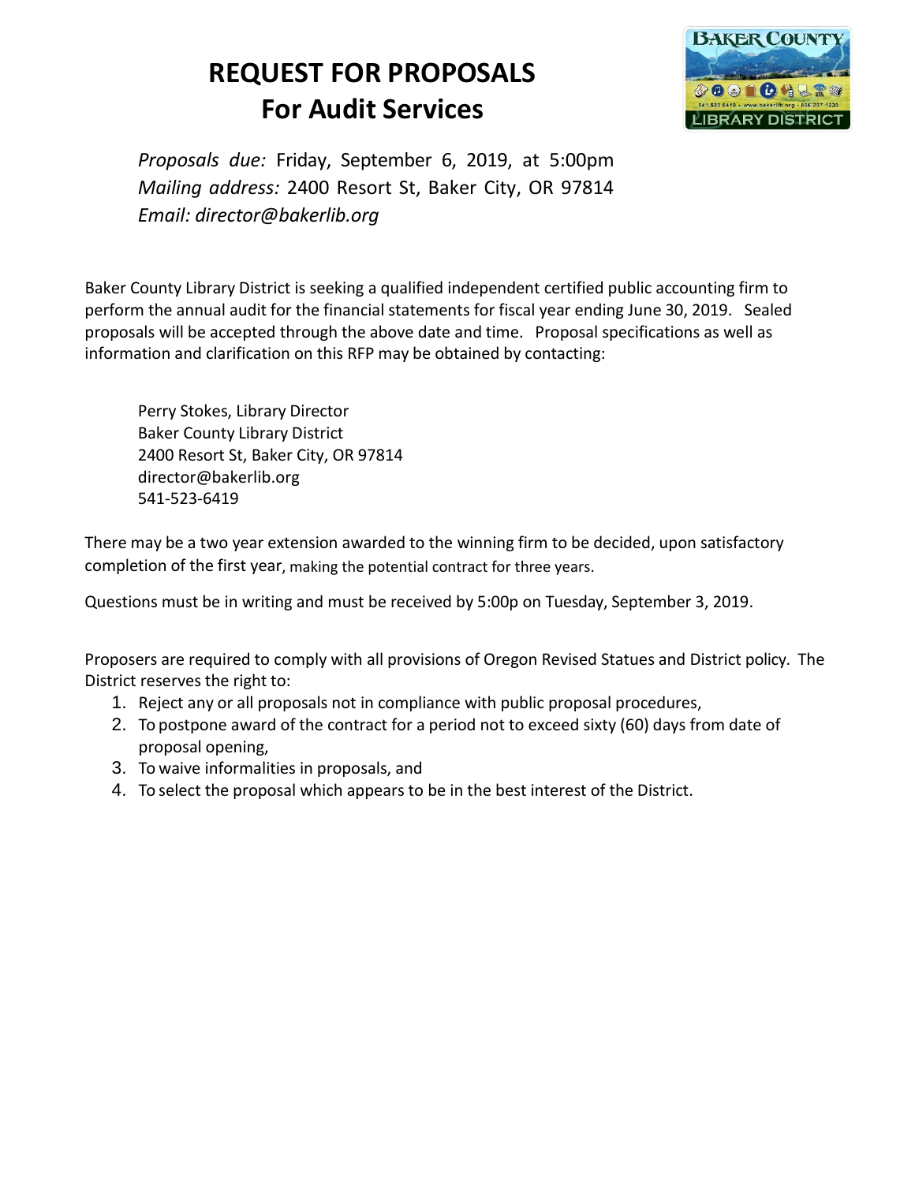# REQUEST FOR PROPOSALS
# For Audit Services

*Proposals due:* Friday, September 6, 2019, at 5:00pm
*Mailing address:* 2400 Resort St, Baker City, OR 97814
*Email: director@bakerlib.org*

Baker County Library District is seeking a qualified independent certified public accounting firm to perform the annual audit for the financial statements for fiscal year ending June 30, 2019. Sealed proposals will be accepted through the above date and time. Proposal specifications as well as information and clarification on this RFP may be obtained by contacting:

Perry Stokes, Library Director
Baker County Library District
2400 Resort St, Baker City, OR 97814
director@bakerlib.org
541-523-6419

There may be a two year extension awarded to the winning firm to be decided, upon satisfactory completion of the first year, making the potential contract for three years.

Questions must be in writing and must be received by 5:00p on Tuesday, September 3, 2019.

Proposers are required to comply with all provisions of Oregon Revised Statues and District policy. The District reserves the right to:

1. Reject any or all proposals not in compliance with public proposal procedures,
2. To postpone award of the contract for a period not to exceed sixty (60) days from date of proposal opening,
3. To waive informalities in proposals, and
4. To select the proposal which appears to be in the best interest of the District.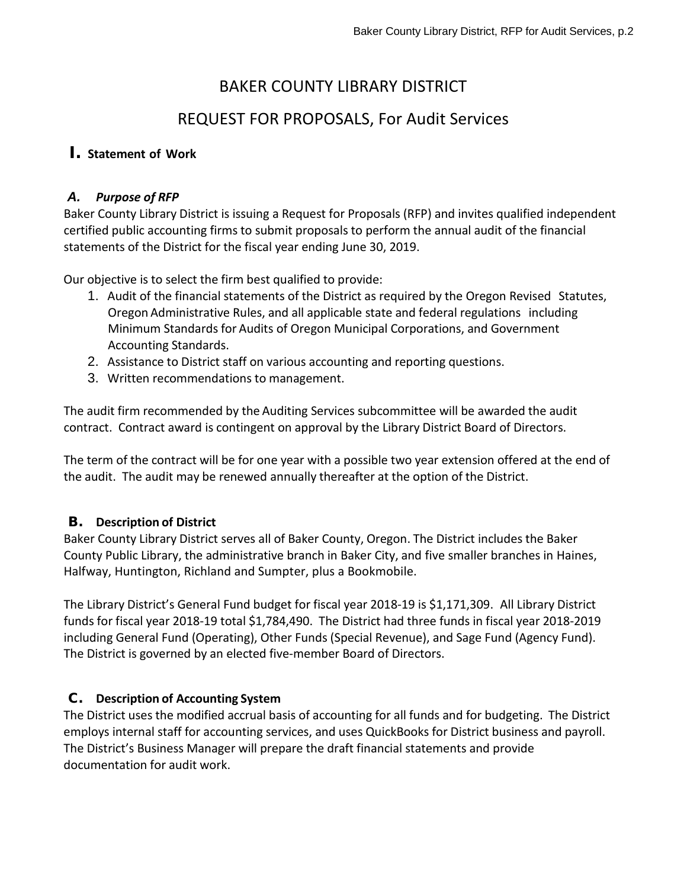# BAKER COUNTY LIBRARY DISTRICT

# REQUEST FOR PROPOSALS, For Audit Services

## I. Statement of Work

### *A. Purpose of RFP*

Baker County Library District is issuing a Request for Proposals (RFP) and invites qualified independent certified public accounting firms to submit proposals to perform the annual audit of the financial statements of the District for the fiscal year ending June 30, 2019.

Our objective is to select the firm best qualified to provide:

1. Audit of the financial statements of the District as required by the Oregon Revised Statutes, Oregon Administrative Rules, and all applicable state and federal regulations including Minimum Standards for Audits of Oregon Municipal Corporations, and Government Accounting Standards.
2. Assistance to District staff on various accounting and reporting questions.
3. Written recommendations to management.

The audit firm recommended by the Auditing Services subcommittee will be awarded the audit contract. Contract award is contingent on approval by the Library District Board of Directors.

The term of the contract will be for one year with a possible two year extension offered at the end of the audit. The audit may be renewed annually thereafter at the option of the District.

### B. Description of District

Baker County Library District serves all of Baker County, Oregon. The District includes the Baker County Public Library, the administrative branch in Baker City, and five smaller branches in Haines, Halfway, Huntington, Richland and Sumpter, plus a Bookmobile.

The Library District's General Fund budget for fiscal year 2018-19 is $1,171,309. All Library District funds for fiscal year 2018-19 total $1,784,490. The District had three funds in fiscal year 2018-2019 including General Fund (Operating), Other Funds (Special Revenue), and Sage Fund (Agency Fund). The District is governed by an elected five-member Board of Directors.

### C. Description of Accounting System

The District uses the modified accrual basis of accounting for all funds and for budgeting. The District employs internal staff for accounting services, and uses QuickBooks for District business and payroll. The District's Business Manager will prepare the draft financial statements and provide documentation for audit work.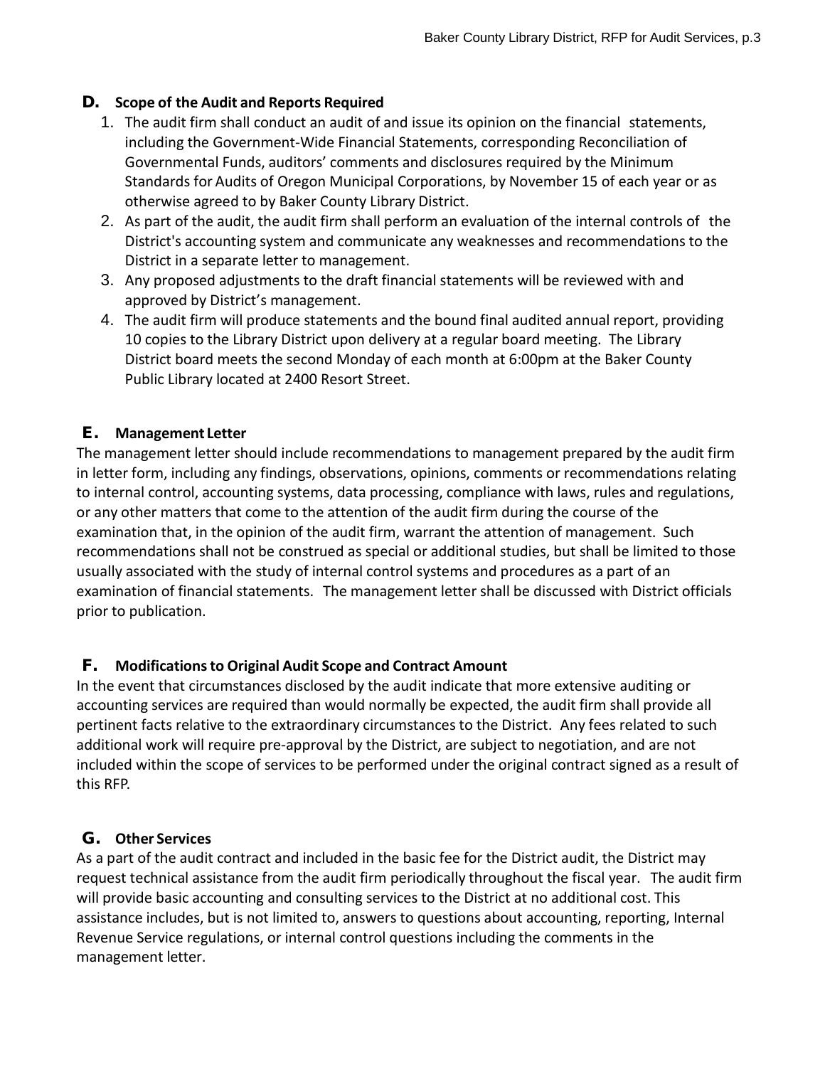## D. Scope of the Audit and Reports Required

1. The audit firm shall conduct an audit of and issue its opinion on the financial statements, including the Government-Wide Financial Statements, corresponding Reconciliation of Governmental Funds, auditors' comments and disclosures required by the Minimum Standards for Audits of Oregon Municipal Corporations, by November 15 of each year or as otherwise agreed to by Baker County Library District.
2. As part of the audit, the audit firm shall perform an evaluation of the internal controls of the District's accounting system and communicate any weaknesses and recommendations to the District in a separate letter to management.
3. Any proposed adjustments to the draft financial statements will be reviewed with and approved by District's management.
4. The audit firm will produce statements and the bound final audited annual report, providing 10 copies to the Library District upon delivery at a regular board meeting. The Library District board meets the second Monday of each month at 6:00pm at the Baker County Public Library located at 2400 Resort Street.

## E. Management Letter

The management letter should include recommendations to management prepared by the audit firm in letter form, including any findings, observations, opinions, comments or recommendations relating to internal control, accounting systems, data processing, compliance with laws, rules and regulations, or any other matters that come to the attention of the audit firm during the course of the examination that, in the opinion of the audit firm, warrant the attention of management. Such recommendations shall not be construed as special or additional studies, but shall be limited to those usually associated with the study of internal control systems and procedures as a part of an examination of financial statements. The management letter shall be discussed with District officials prior to publication.

## F. Modifications to Original Audit Scope and Contract Amount

In the event that circumstances disclosed by the audit indicate that more extensive auditing or accounting services are required than would normally be expected, the audit firm shall provide all pertinent facts relative to the extraordinary circumstances to the District. Any fees related to such additional work will require pre-approval by the District, are subject to negotiation, and are not included within the scope of services to be performed under the original contract signed as a result of this RFP.

## G. Other Services

As a part of the audit contract and included in the basic fee for the District audit, the District may request technical assistance from the audit firm periodically throughout the fiscal year. The audit firm will provide basic accounting and consulting services to the District at no additional cost. This assistance includes, but is not limited to, answers to questions about accounting, reporting, Internal Revenue Service regulations, or internal control questions including the comments in the management letter.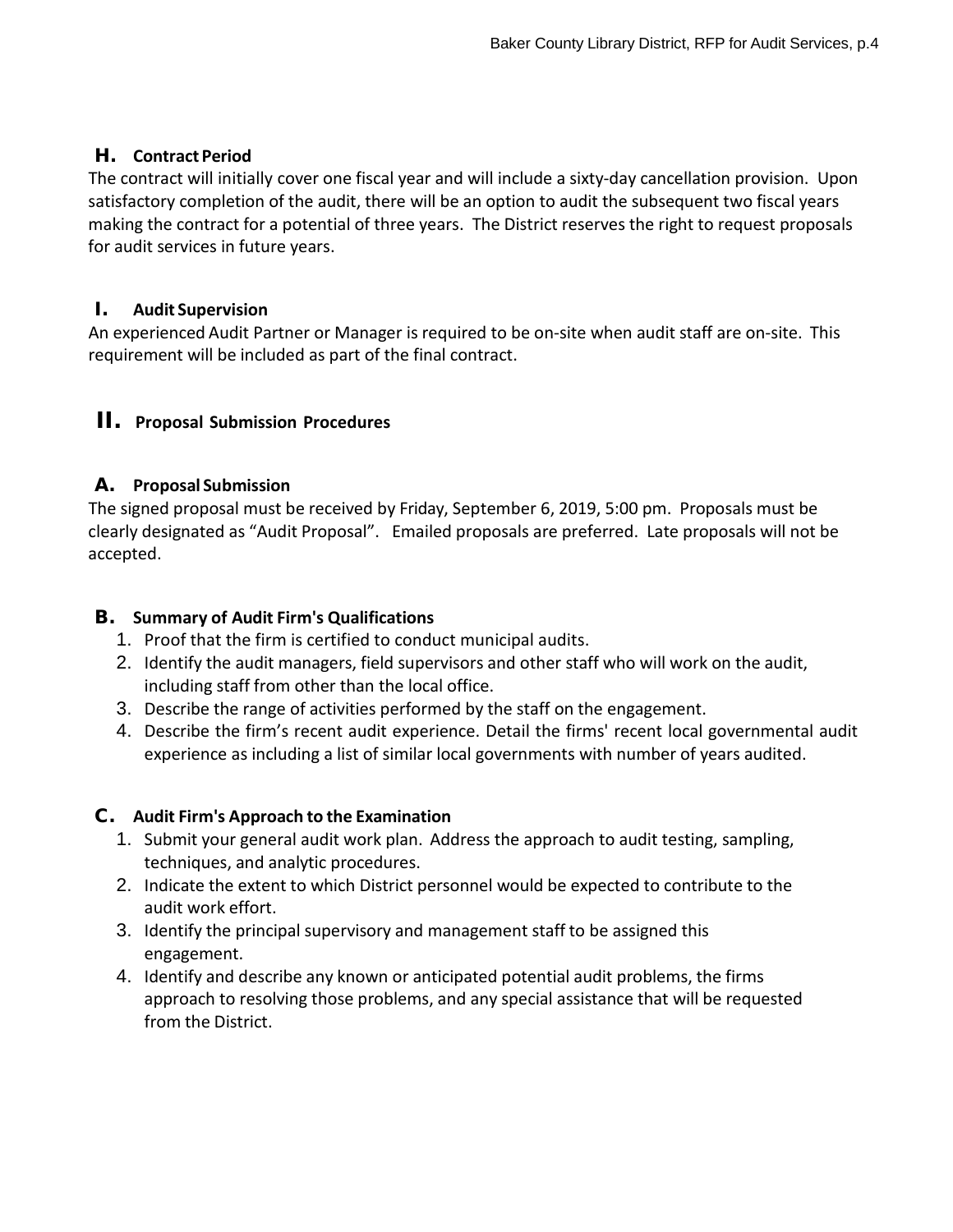### H. Contract Period

The contract will initially cover one fiscal year and will include a sixty-day cancellation provision. Upon satisfactory completion of the audit, there will be an option to audit the subsequent two fiscal years making the contract for a potential of three years. The District reserves the right to request proposals for audit services in future years.

### I. Audit Supervision

An experienced Audit Partner or Manager is required to be on-site when audit staff are on-site. This requirement will be included as part of the final contract.

## II. Proposal Submission Procedures

### A. Proposal Submission

The signed proposal must be received by Friday, September 6, 2019, 5:00 pm. Proposals must be clearly designated as "Audit Proposal". Emailed proposals are preferred. Late proposals will not be accepted.

### B. Summary of Audit Firm's Qualifications

1. Proof that the firm is certified to conduct municipal audits.
2. Identify the audit managers, field supervisors and other staff who will work on the audit, including staff from other than the local office.
3. Describe the range of activities performed by the staff on the engagement.
4. Describe the firm's recent audit experience. Detail the firms' recent local governmental audit experience as including a list of similar local governments with number of years audited.

### C. Audit Firm's Approach to the Examination

1. Submit your general audit work plan. Address the approach to audit testing, sampling, techniques, and analytic procedures.
2. Indicate the extent to which District personnel would be expected to contribute to the audit work effort.
3. Identify the principal supervisory and management staff to be assigned this engagement.
4. Identify and describe any known or anticipated potential audit problems, the firms approach to resolving those problems, and any special assistance that will be requested from the District.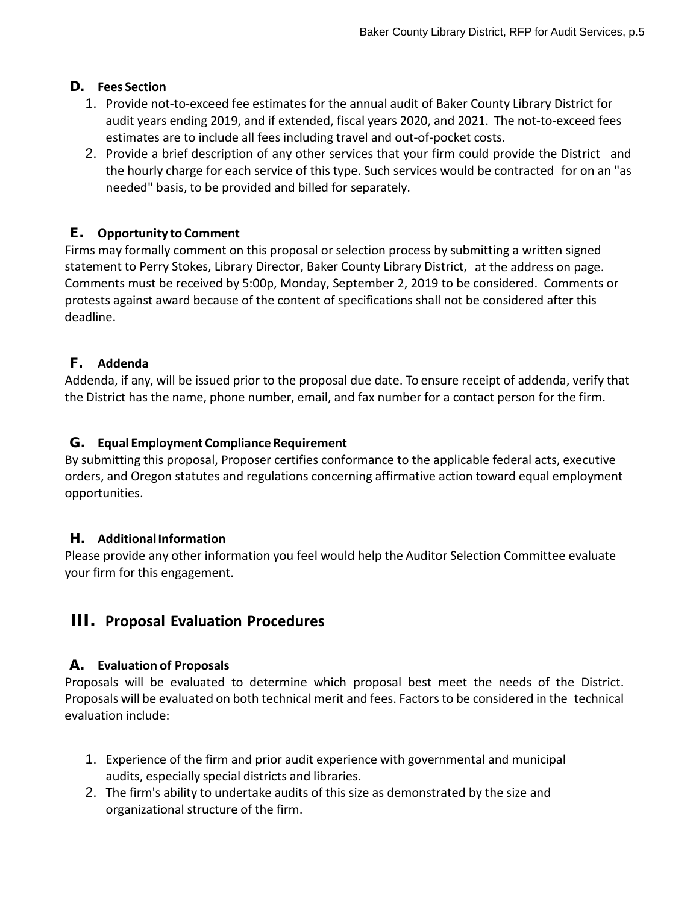### D. Fees Section

1. Provide not-to-exceed fee estimates for the annual audit of Baker County Library District for audit years ending 2019, and if extended, fiscal years 2020, and 2021. The not-to-exceed fees estimates are to include all fees including travel and out-of-pocket costs.
2. Provide a brief description of any other services that your firm could provide the District and the hourly charge for each service of this type. Such services would be contracted for on an "as needed" basis, to be provided and billed for separately.

### E. Opportunity to Comment

Firms may formally comment on this proposal or selection process by submitting a written signed statement to Perry Stokes, Library Director, Baker County Library District, at the address on page. Comments must be received by 5:00p, Monday, September 2, 2019 to be considered. Comments or protests against award because of the content of specifications shall not be considered after this deadline.

### F. Addenda

Addenda, if any, will be issued prior to the proposal due date. To ensure receipt of addenda, verify that the District has the name, phone number, email, and fax number for a contact person for the firm.

### G. Equal Employment Compliance Requirement

By submitting this proposal, Proposer certifies conformance to the applicable federal acts, executive orders, and Oregon statutes and regulations concerning affirmative action toward equal employment opportunities.

### H. Additional Information

Please provide any other information you feel would help the Auditor Selection Committee evaluate your firm for this engagement.

## III. Proposal Evaluation Procedures

### A. Evaluation of Proposals

Proposals will be evaluated to determine which proposal best meet the needs of the District. Proposals will be evaluated on both technical merit and fees. Factors to be considered in the technical evaluation include:

1. Experience of the firm and prior audit experience with governmental and municipal audits, especially special districts and libraries.
2. The firm's ability to undertake audits of this size as demonstrated by the size and organizational structure of the firm.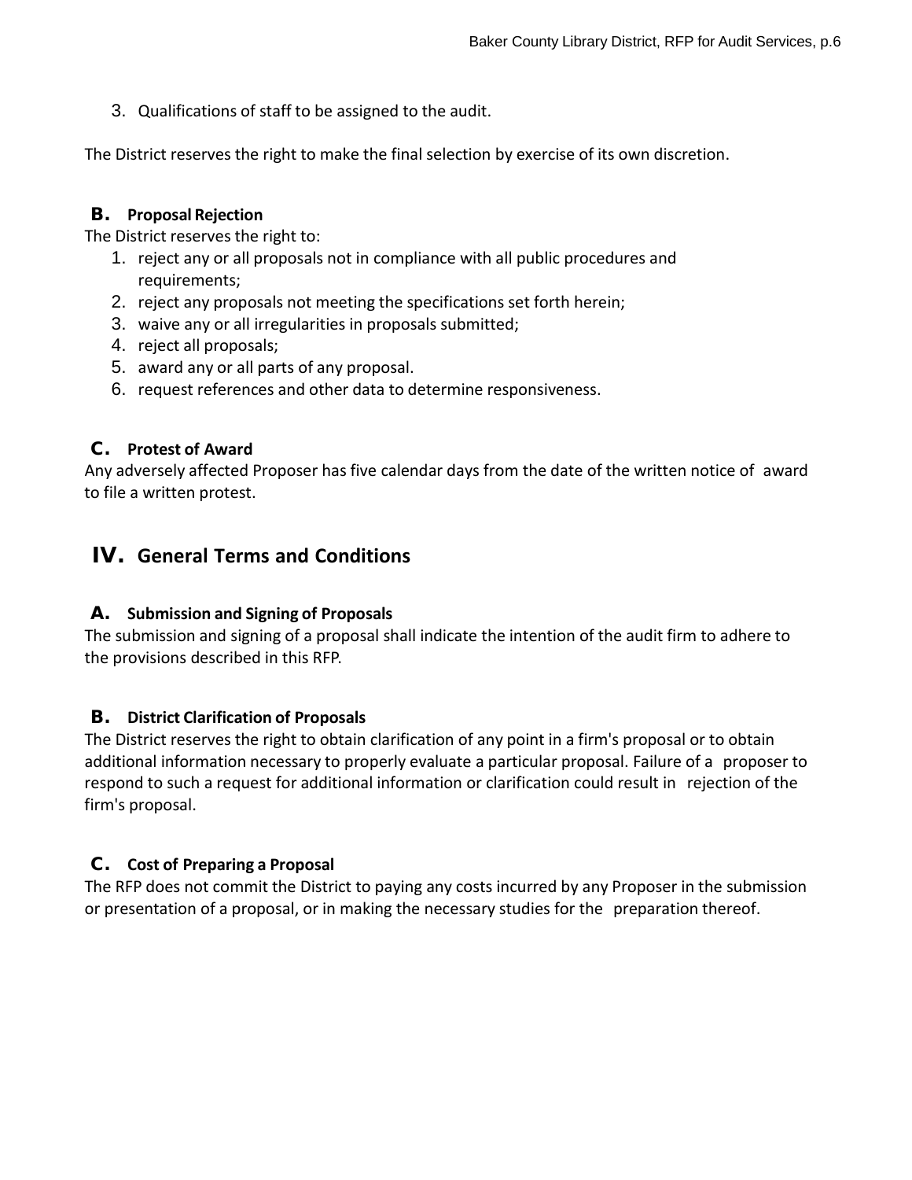3. Qualifications of staff to be assigned to the audit.

The District reserves the right to make the final selection by exercise of its own discretion.

### B. Proposal Rejection

The District reserves the right to:

1. reject any or all proposals not in compliance with all public procedures and requirements;
2. reject any proposals not meeting the specifications set forth herein;
3. waive any or all irregularities in proposals submitted;
4. reject all proposals;
5. award any or all parts of any proposal.
6. request references and other data to determine responsiveness.

### C. Protest of Award

Any adversely affected Proposer has five calendar days from the date of the written notice of award to file a written protest.

## IV. General Terms and Conditions

### A. Submission and Signing of Proposals

The submission and signing of a proposal shall indicate the intention of the audit firm to adhere to the provisions described in this RFP.

### B. District Clarification of Proposals

The District reserves the right to obtain clarification of any point in a firm's proposal or to obtain additional information necessary to properly evaluate a particular proposal. Failure of a proposer to respond to such a request for additional information or clarification could result in rejection of the firm's proposal.

### C. Cost of Preparing a Proposal

The RFP does not commit the District to paying any costs incurred by any Proposer in the submission or presentation of a proposal, or in making the necessary studies for the preparation thereof.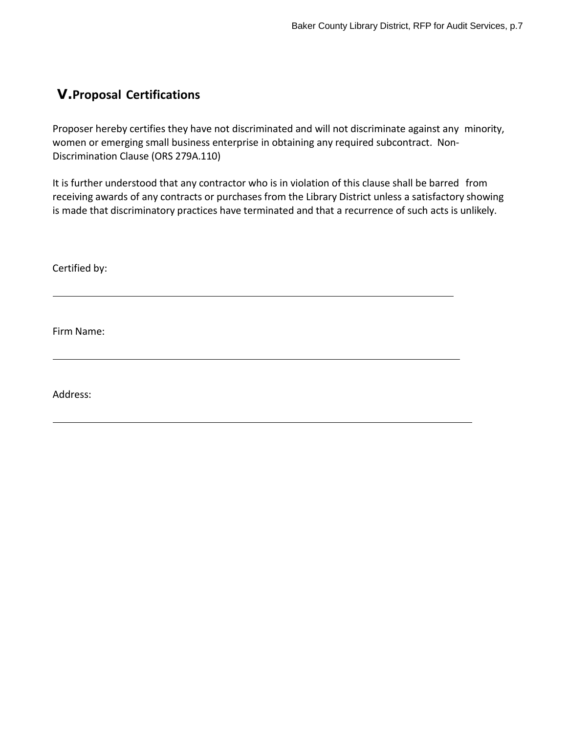## V. Proposal Certifications

Proposer hereby certifies they have not discriminated and will not discriminate against any minority, women or emerging small business enterprise in obtaining any required subcontract. Non-Discrimination Clause (ORS 279A.110)

It is further understood that any contractor who is in violation of this clause shall be barred from receiving awards of any contracts or purchases from the Library District unless a satisfactory showing is made that discriminatory practices have terminated and that a recurrence of such acts is unlikely.

Certified by:

\_\_\_\_\_\_\_\_\_\_\_\_\_\_\_\_\_\_\_\_\_\_\_\_\_\_\_\_\_\_\_\_\_\_\_\_\_\_\_\_\_\_\_\_\_\_\_\_\_\_\_\_\_\_\_\_

Firm Name:

\_\_\_\_\_\_\_\_\_\_\_\_\_\_\_\_\_\_\_\_\_\_\_\_\_\_\_\_\_\_\_\_\_\_\_\_\_\_\_\_\_\_\_\_\_\_\_\_\_\_\_\_\_\_\_\_

Address:

\_\_\_\_\_\_\_\_\_\_\_\_\_\_\_\_\_\_\_\_\_\_\_\_\_\_\_\_\_\_\_\_\_\_\_\_\_\_\_\_\_\_\_\_\_\_\_\_\_\_\_\_\_\_\_\_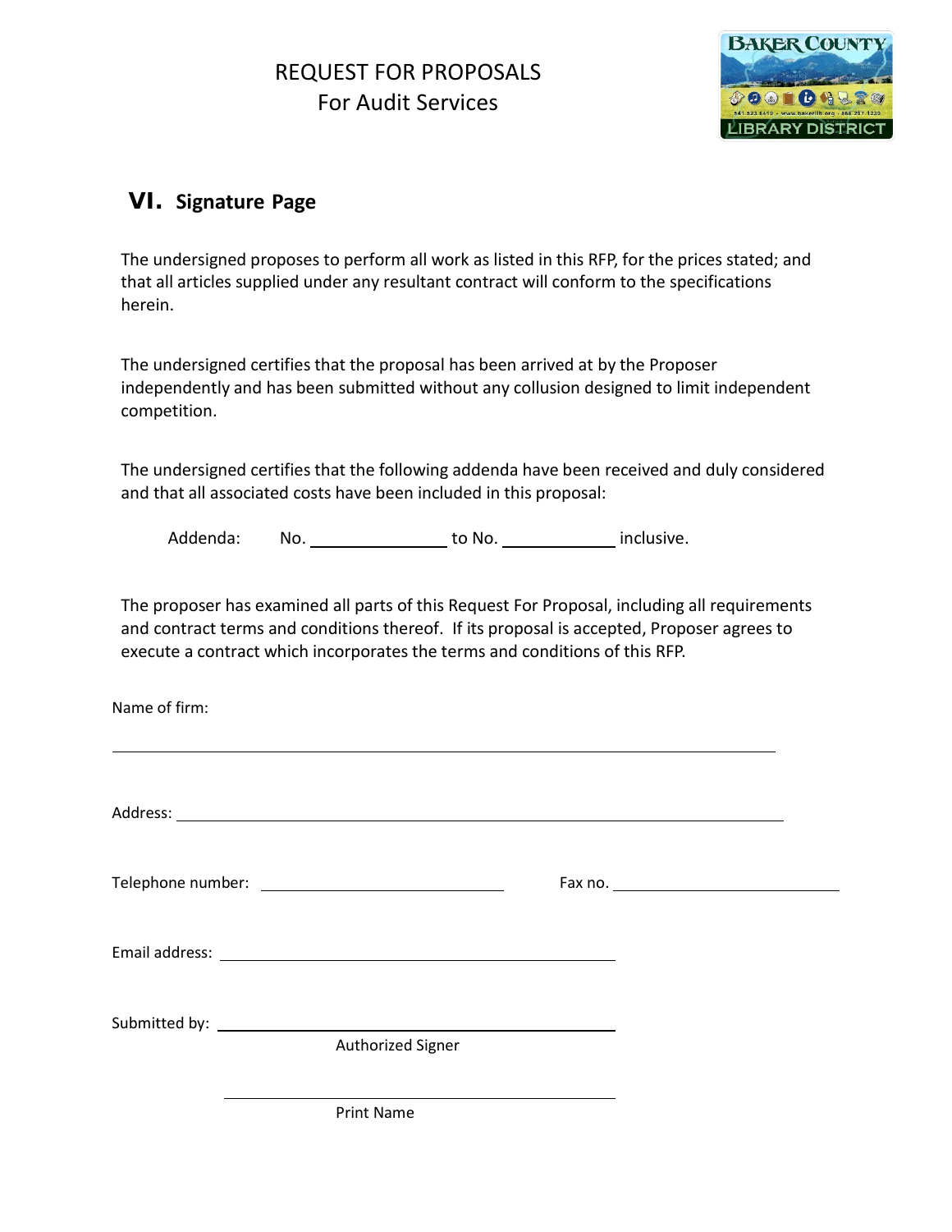REQUEST FOR PROPOSALS
For Audit Services

## VI. Signature Page

The undersigned proposes to perform all work as listed in this RFP, for the prices stated; and that all articles supplied under any resultant contract will conform to the specifications herein.

The undersigned certifies that the proposal has been arrived at by the Proposer independently and has been submitted without any collusion designed to limit independent competition.

The undersigned certifies that the following addenda have been received and duly considered and that all associated costs have been included in this proposal:

Addenda: No. ______________ to No. ____________ inclusive.

The proposer has examined all parts of this Request For Proposal, including all requirements and contract terms and conditions thereof. If its proposal is accepted, Proposer agrees to execute a contract which incorporates the terms and conditions of this RFP.

Name of firm:

______________________________________________________________________

Address: ______________________________________________________________

Telephone number: __________________________ Fax no. _________________________

Email address: ____________________________________________

Submitted by: ____________________________________________
Authorized Signer

____________________________________________
Print Name